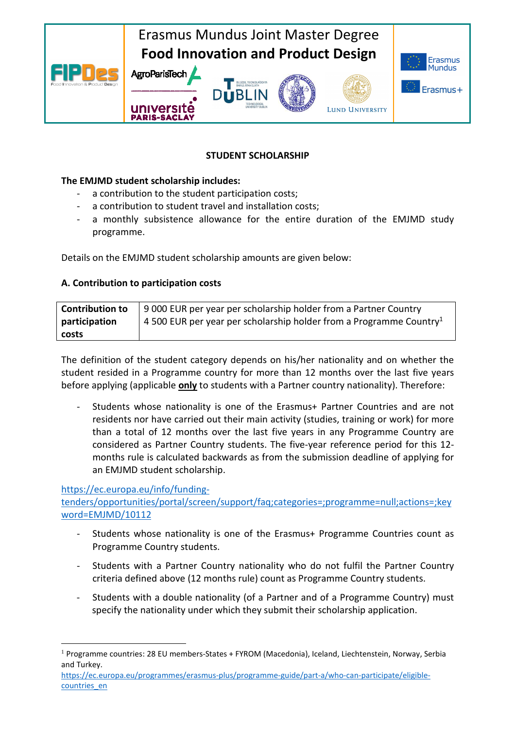Erasmus Mundus Joint Master Degree
**Food Innovation and Product Design**

## STUDENT SCHOLARSHIP

**The EMJMD student scholarship includes:**

- a contribution to the student participation costs;
- a contribution to student travel and installation costs;
- a monthly subsistence allowance for the entire duration of the EMJMD study programme.

Details on the EMJMD student scholarship amounts are given below:

### A. Contribution to participation costs

| **Contribution to participation costs** | 9 000 EUR per year per scholarship holder from a Partner Country<br>4 500 EUR per year per scholarship holder from a Programme Country[1] |
|---|---|

The definition of the student category depends on his/her nationality and on whether the student resided in a Programme country for more than 12 months over the last five years before applying (applicable **only** to students with a Partner country nationality). Therefore:

- Students whose nationality is one of the Erasmus+ Partner Countries and are not residents nor have carried out their main activity (studies, training or work) for more than a total of 12 months over the last five years in any Programme Country are considered as Partner Country students. The five-year reference period for this 12-months rule is calculated backwards as from the submission deadline of applying for an EMJMD student scholarship.

https://ec.europa.eu/info/funding-tenders/opportunities/portal/screen/support/faq;categories=;programme=null;actions=;keyword=EMJMD/10112

- Students whose nationality is one of the Erasmus+ Programme Countries count as Programme Country students.
- Students with a Partner Country nationality who do not fulfil the Partner Country criteria defined above (12 months rule) count as Programme Country students.
- Students with a double nationality (of a Partner and of a Programme Country) must specify the nationality under which they submit their scholarship application.

[1] Programme countries: 28 EU members-States + FYROM (Macedonia), Iceland, Liechtenstein, Norway, Serbia and Turkey.
https://ec.europa.eu/programmes/erasmus-plus/programme-guide/part-a/who-can-participate/eligible-countries_en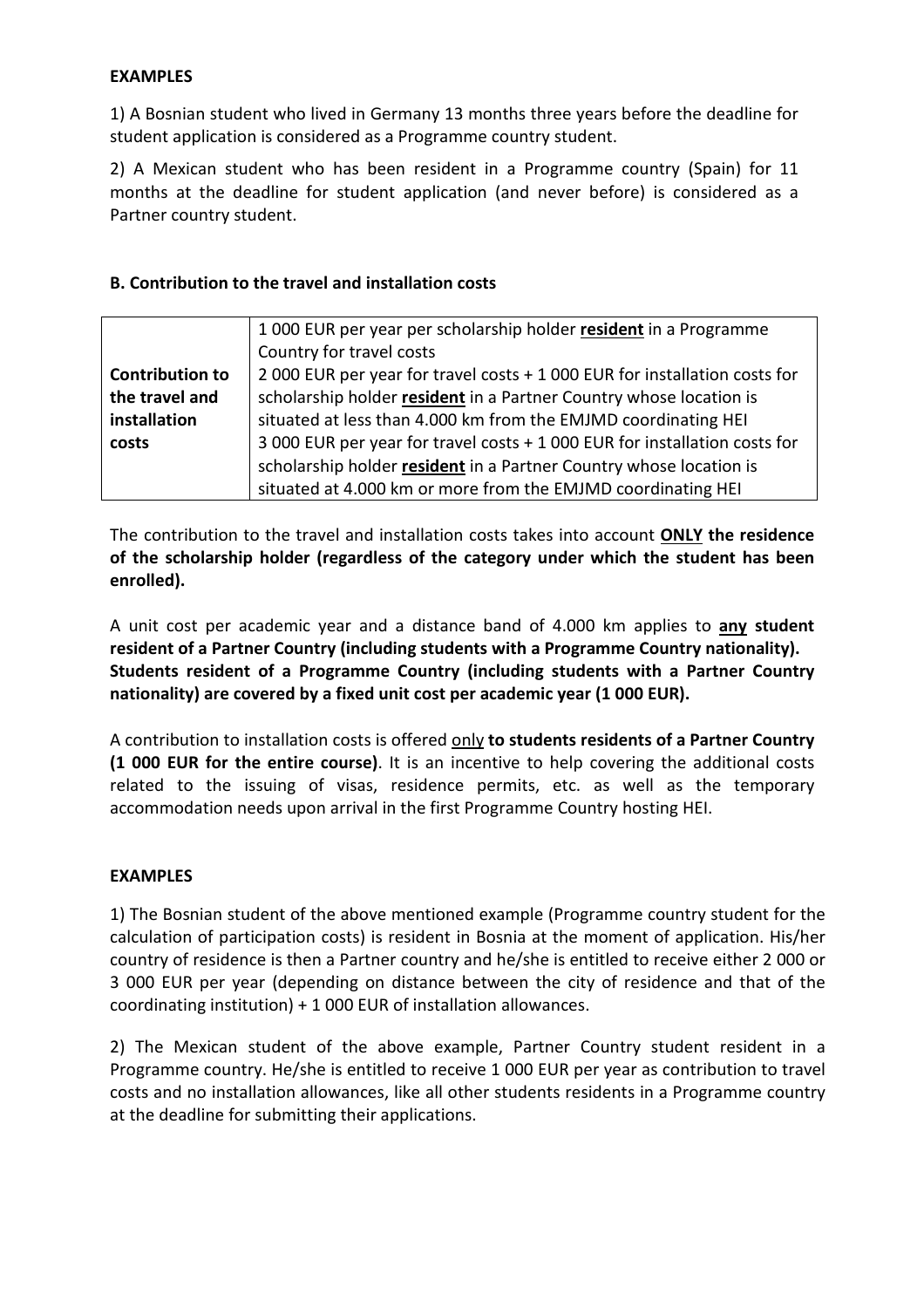**EXAMPLES**

1) A Bosnian student who lived in Germany 13 months three years before the deadline for student application is considered as a Programme country student.

2) A Mexican student who has been resident in a Programme country (Spain) for 11 months at the deadline for student application (and never before) is considered as a Partner country student.

**B. Contribution to the travel and installation costs**

| | |
|---|---|
| **Contribution to the travel and installation costs** | 1 000 EUR per year per scholarship holder **resident** in a Programme Country for travel costs<br>2 000 EUR per year for travel costs + 1 000 EUR for installation costs for scholarship holder **resident** in a Partner Country whose location is situated at less than 4.000 km from the EMJMD coordinating HEI<br>3 000 EUR per year for travel costs + 1 000 EUR for installation costs for scholarship holder **resident** in a Partner Country whose location is situated at 4.000 km or more from the EMJMD coordinating HEI |

The contribution to the travel and installation costs takes into account **ONLY the residence of the scholarship holder (regardless of the category under which the student has been enrolled).**

A unit cost per academic year and a distance band of 4.000 km applies to **any student resident of a Partner Country (including students with a Programme Country nationality). Students resident of a Programme Country (including students with a Partner Country nationality) are covered by a fixed unit cost per academic year (1 000 EUR).**

A contribution to installation costs is offered only **to students residents of a Partner Country (1 000 EUR for the entire course)**. It is an incentive to help covering the additional costs related to the issuing of visas, residence permits, etc. as well as the temporary accommodation needs upon arrival in the first Programme Country hosting HEI.

**EXAMPLES**

1) The Bosnian student of the above mentioned example (Programme country student for the calculation of participation costs) is resident in Bosnia at the moment of application. His/her country of residence is then a Partner country and he/she is entitled to receive either 2 000 or 3 000 EUR per year (depending on distance between the city of residence and that of the coordinating institution) + 1 000 EUR of installation allowances.

2) The Mexican student of the above example, Partner Country student resident in a Programme country. He/she is entitled to receive 1 000 EUR per year as contribution to travel costs and no installation allowances, like all other students residents in a Programme country at the deadline for submitting their applications.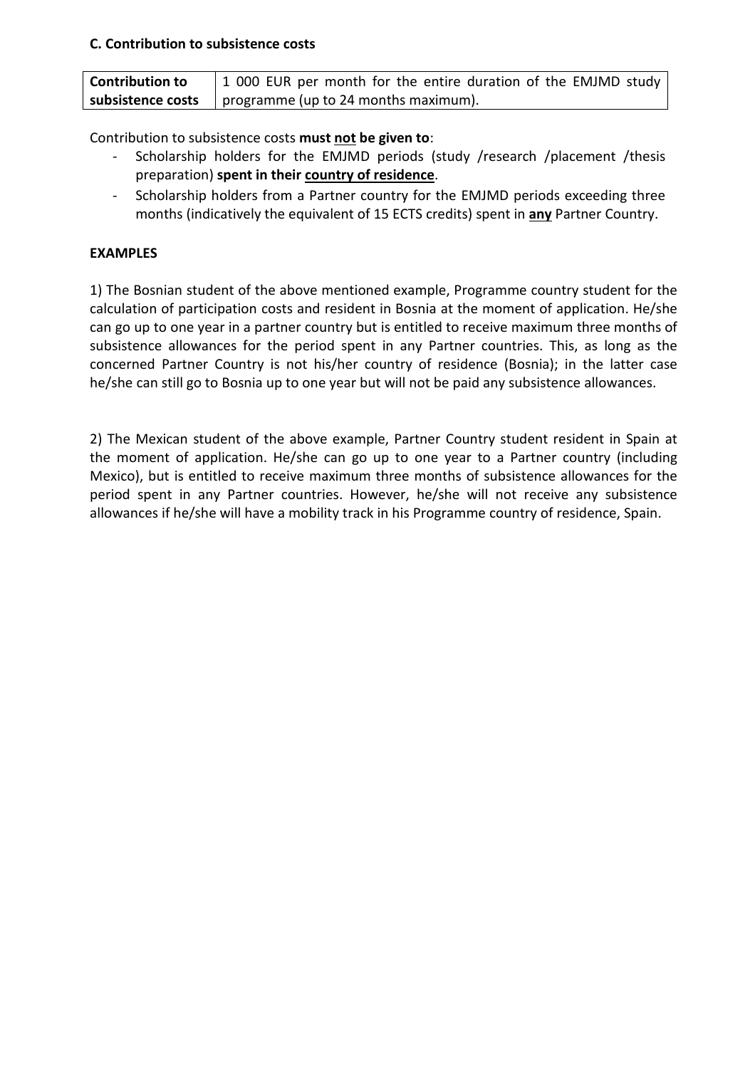### C. Contribution to subsistence costs

| | |
|---|---|
| **Contribution to subsistence costs** | 1 000 EUR per month for the entire duration of the EMJMD study programme (up to 24 months maximum). |

Contribution to subsistence costs **must <u>not</u> be given to**:

- Scholarship holders for the EMJMD periods (study /research /placement /thesis preparation) **spent in their <u>country of residence</u>**.
- Scholarship holders from a Partner country for the EMJMD periods exceeding three months (indicatively the equivalent of 15 ECTS credits) spent in **<u>any</u>** Partner Country.

**EXAMPLES**

1) The Bosnian student of the above mentioned example, Programme country student for the calculation of participation costs and resident in Bosnia at the moment of application. He/she can go up to one year in a partner country but is entitled to receive maximum three months of subsistence allowances for the period spent in any Partner countries. This, as long as the concerned Partner Country is not his/her country of residence (Bosnia); in the latter case he/she can still go to Bosnia up to one year but will not be paid any subsistence allowances.

2) The Mexican student of the above example, Partner Country student resident in Spain at the moment of application. He/she can go up to one year to a Partner country (including Mexico), but is entitled to receive maximum three months of subsistence allowances for the period spent in any Partner countries. However, he/she will not receive any subsistence allowances if he/she will have a mobility track in his Programme country of residence, Spain.